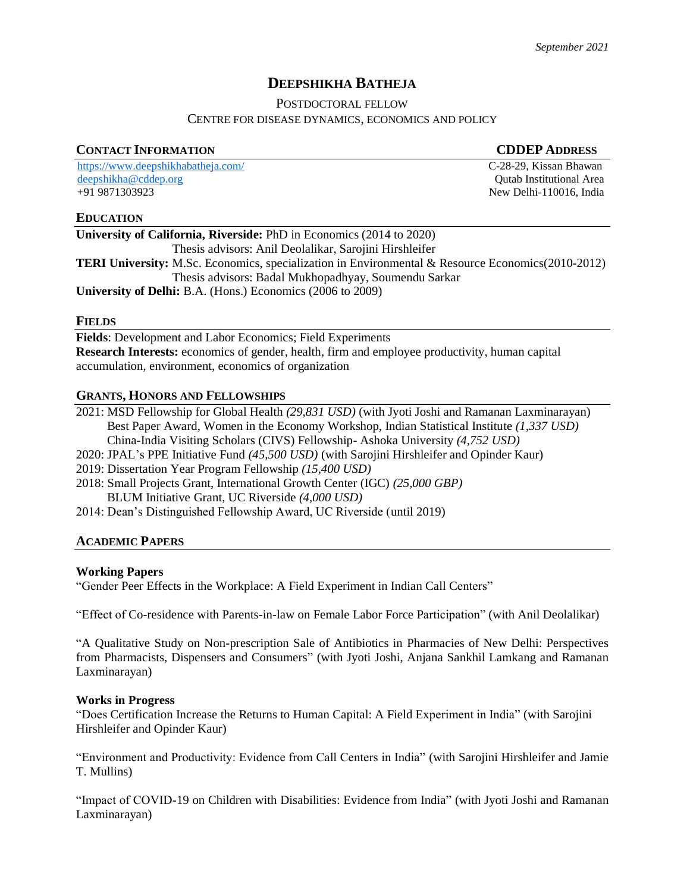*September 2021*

# DEEPSHIKHA BATHEJA

POSTDOCTORAL FELLOW
CENTRE FOR DISEASE DYNAMICS, ECONOMICS AND POLICY

## CONTACT INFORMATION

https://www.deepshikhabatheja.com/
deepshikha@cddep.org
+91 9871303923

## CDDEP ADDRESS

C-28-29, Kissan Bhawan
Qutab Institutional Area
New Delhi-110016, India

## EDUCATION

**University of California, Riverside:** PhD in Economics (2014 to 2020)
Thesis advisors: Anil Deolalikar, Sarojini Hirshleifer

**TERI University:** M.Sc. Economics, specialization in Environmental & Resource Economics(2010-2012)
Thesis advisors: Badal Mukhopadhyay, Soumendu Sarkar

**University of Delhi:** B.A. (Hons.) Economics (2006 to 2009)

## FIELDS

**Fields**: Development and Labor Economics; Field Experiments

**Research Interests:** economics of gender, health, firm and employee productivity, human capital accumulation, environment, economics of organization

## GRANTS, HONORS AND FELLOWSHIPS

2021: MSD Fellowship for Global Health *(29,831 USD)* (with Jyoti Joshi and Ramanan Laxminarayan)
Best Paper Award, Women in the Economy Workshop, Indian Statistical Institute *(1,337 USD)*
China-India Visiting Scholars (CIVS) Fellowship- Ashoka University *(4,752 USD)*

2020: JPAL's PPE Initiative Fund *(45,500 USD)* (with Sarojini Hirshleifer and Opinder Kaur)

2019: Dissertation Year Program Fellowship *(15,400 USD)*

2018: Small Projects Grant, International Growth Center (IGC) *(25,000 GBP)*
BLUM Initiative Grant, UC Riverside *(4,000 USD)*

2014: Dean's Distinguished Fellowship Award, UC Riverside (until 2019)

## ACADEMIC PAPERS

### Working Papers

"Gender Peer Effects in the Workplace: A Field Experiment in Indian Call Centers"

"Effect of Co-residence with Parents-in-law on Female Labor Force Participation" (with Anil Deolalikar)

"A Qualitative Study on Non-prescription Sale of Antibiotics in Pharmacies of New Delhi: Perspectives from Pharmacists, Dispensers and Consumers" (with Jyoti Joshi, Anjana Sankhil Lamkang and Ramanan Laxminarayan)

### Works in Progress

"Does Certification Increase the Returns to Human Capital: A Field Experiment in India" (with Sarojini Hirshleifer and Opinder Kaur)

"Environment and Productivity: Evidence from Call Centers in India" (with Sarojini Hirshleifer and Jamie T. Mullins)

"Impact of COVID-19 on Children with Disabilities: Evidence from India" (with Jyoti Joshi and Ramanan Laxminarayan)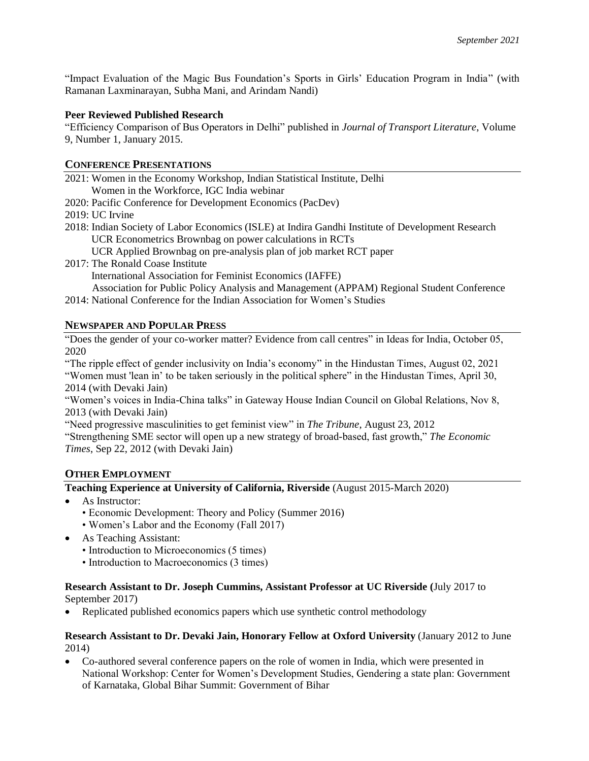"Impact Evaluation of the Magic Bus Foundation's Sports in Girls' Education Program in India" (with Ramanan Laxminarayan, Subha Mani, and Arindam Nandi)

**Peer Reviewed Published Research**

"Efficiency Comparison of Bus Operators in Delhi" published in *Journal of Transport Literature*, Volume 9, Number 1, January 2015.

## CONFERENCE PRESENTATIONS

2021: Women in the Economy Workshop, Indian Statistical Institute, Delhi
Women in the Workforce, IGC India webinar

2020: Pacific Conference for Development Economics (PacDev)

2019: UC Irvine

2018: Indian Society of Labor Economics (ISLE) at Indira Gandhi Institute of Development Research
UCR Econometrics Brownbag on power calculations in RCTs
UCR Applied Brownbag on pre-analysis plan of job market RCT paper

2017: The Ronald Coase Institute
International Association for Feminist Economics (IAFFE)
Association for Public Policy Analysis and Management (APPAM) Regional Student Conference

2014: National Conference for the Indian Association for Women's Studies

## NEWSPAPER AND POPULAR PRESS

"Does the gender of your co-worker matter? Evidence from call centres" in Ideas for India, October 05, 2020

"The ripple effect of gender inclusivity on India's economy" in the Hindustan Times, August 02, 2021

"Women must 'lean in' to be taken seriously in the political sphere" in the Hindustan Times, April 30, 2014 (with Devaki Jain)

"Women's voices in India-China talks" in Gateway House Indian Council on Global Relations, Nov 8, 2013 (with Devaki Jain)

"Need progressive masculinities to get feminist view" in *The Tribune*, August 23, 2012

"Strengthening SME sector will open up a new strategy of broad-based, fast growth," *The Economic Times*, Sep 22, 2012 (with Devaki Jain)

## OTHER EMPLOYMENT

**Teaching Experience at University of California, Riverside** (August 2015-March 2020)

- As Instructor:
  - Economic Development: Theory and Policy (Summer 2016)
  - Women's Labor and the Economy (Fall 2017)
- As Teaching Assistant:
  - Introduction to Microeconomics (5 times)
  - Introduction to Macroeconomics (3 times)

**Research Assistant to Dr. Joseph Cummins, Assistant Professor at UC Riverside (**July 2017 to September 2017)

- Replicated published economics papers which use synthetic control methodology

**Research Assistant to Dr. Devaki Jain, Honorary Fellow at Oxford University** (January 2012 to June 2014)

- Co-authored several conference papers on the role of women in India, which were presented in National Workshop: Center for Women's Development Studies, Gendering a state plan: Government of Karnataka, Global Bihar Summit: Government of Bihar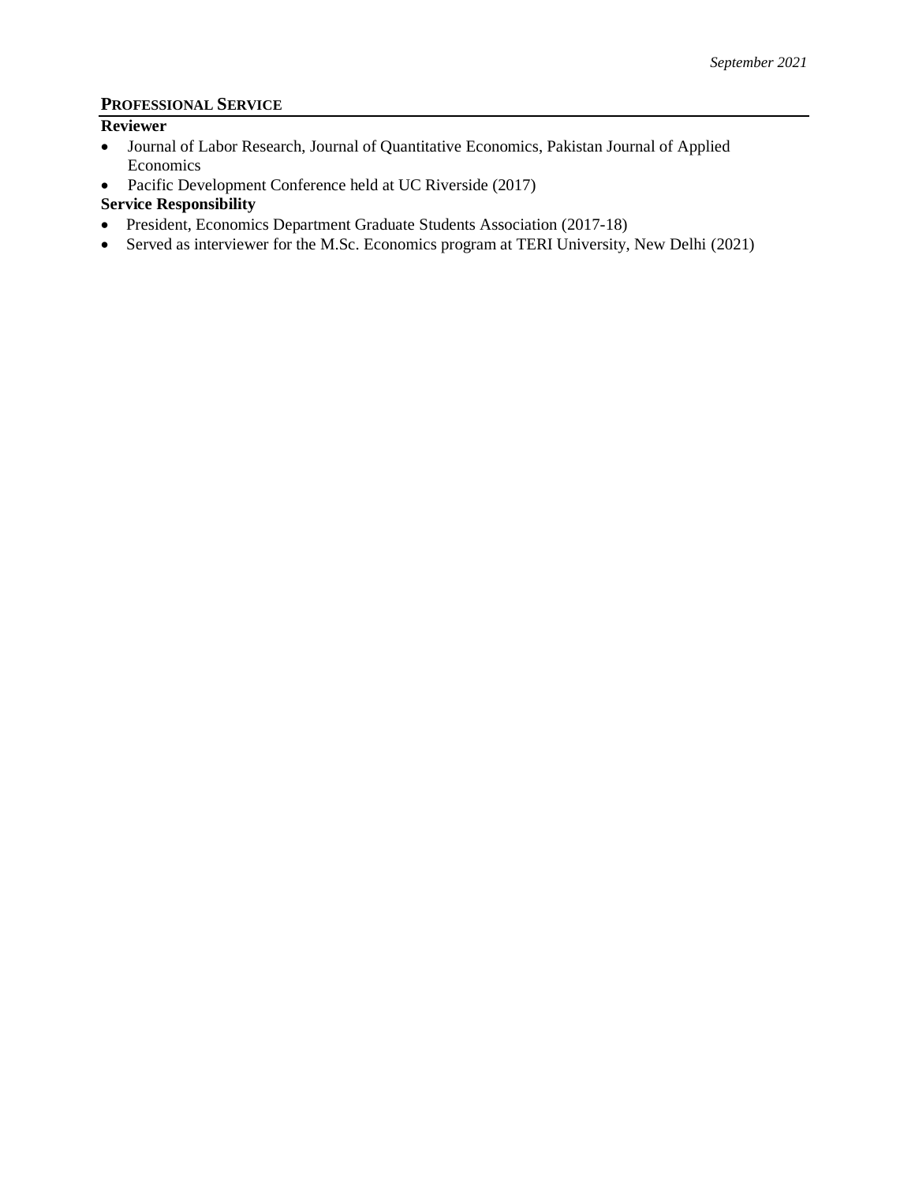## PROFESSIONAL SERVICE

**Reviewer**

- Journal of Labor Research, Journal of Quantitative Economics, Pakistan Journal of Applied Economics
- Pacific Development Conference held at UC Riverside (2017)

**Service Responsibility**

- President, Economics Department Graduate Students Association (2017-18)
- Served as interviewer for the M.Sc. Economics program at TERI University, New Delhi (2021)